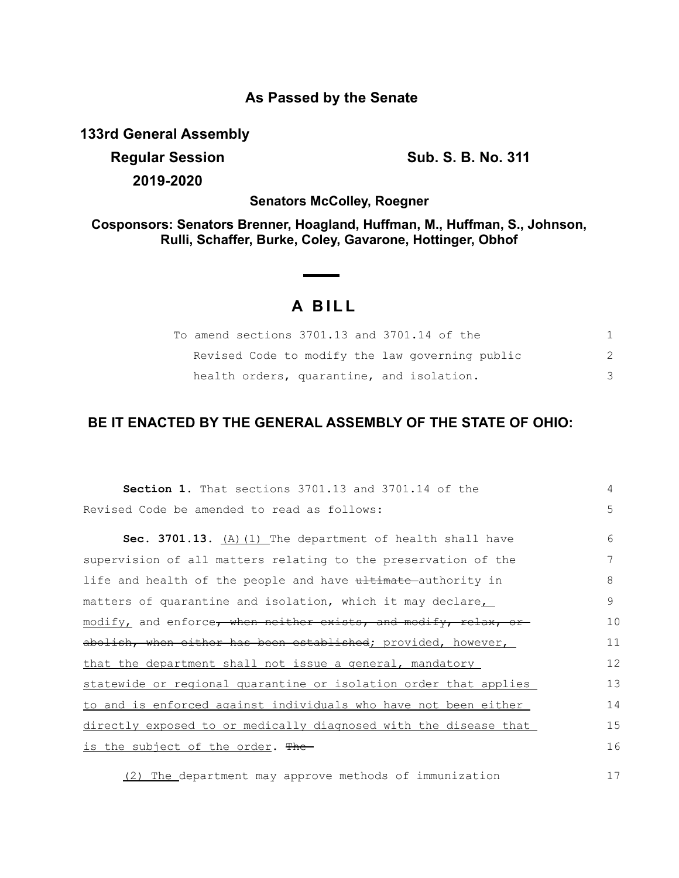## As Passed by the Senate

**133rd General Assembly**

**Regular Session** **Sub. S. B. No. 311**

**2019-2020**

**Senators McColley, Roegner**

**Cosponsors: Senators Brenner, Hoagland, Huffman, M., Huffman, S., Johnson, Rulli, Schaffer, Burke, Coley, Gavarone, Hottinger, Obhof**

# A BILL

To amend sections 3701.13 and 3701.14 of the Revised Code to modify the law governing public health orders, quarantine, and isolation.

**BE IT ENACTED BY THE GENERAL ASSEMBLY OF THE STATE OF OHIO:**

**Section 1.** That sections 3701.13 and 3701.14 of the Revised Code be amended to read as follows:

**Sec. 3701.13.** <u>(A)(1)</u> The department of health shall have supervision of all matters relating to the preservation of the life and health of the people and have ~~ultimate~~ authority in matters of quarantine and isolation, which it may declare<u>, modify,</u> and enforce~~, when neither exists, and modify, relax, or abolish, when either has been established~~<u>; provided, however, that the department shall not issue a general, mandatory statewide or regional quarantine or isolation order that applies to and is enforced against individuals who have not been either directly exposed to or medically diagnosed with the disease that is the subject of the order</u>. ~~The~~

<u>(2) The</u> department may approve methods of immunization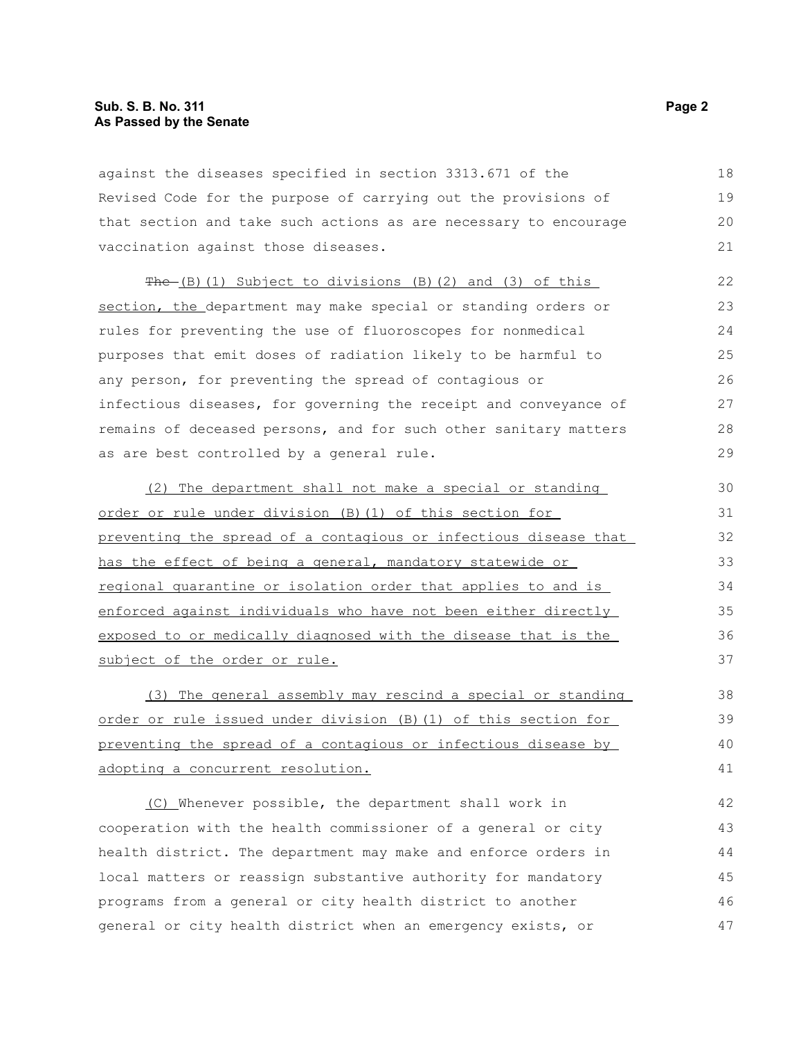against the diseases specified in section 3313.671 of the Revised Code for the purpose of carrying out the provisions of that section and take such actions as are necessary to encourage vaccination against those diseases.

~~The~~ (B)(1) Subject to divisions (B)(2) and (3) of this section, the department may make special or standing orders or rules for preventing the use of fluoroscopes for nonmedical purposes that emit doses of radiation likely to be harmful to any person, for preventing the spread of contagious or infectious diseases, for governing the receipt and conveyance of remains of deceased persons, and for such other sanitary matters as are best controlled by a general rule.

(2) The department shall not make a special or standing order or rule under division (B)(1) of this section for preventing the spread of a contagious or infectious disease that has the effect of being a general, mandatory statewide or regional quarantine or isolation order that applies to and is enforced against individuals who have not been either directly exposed to or medically diagnosed with the disease that is the subject of the order or rule.

(3) The general assembly may rescind a special or standing order or rule issued under division (B)(1) of this section for preventing the spread of a contagious or infectious disease by adopting a concurrent resolution.

(C) Whenever possible, the department shall work in cooperation with the health commissioner of a general or city health district. The department may make and enforce orders in local matters or reassign substantive authority for mandatory programs from a general or city health district to another general or city health district when an emergency exists, or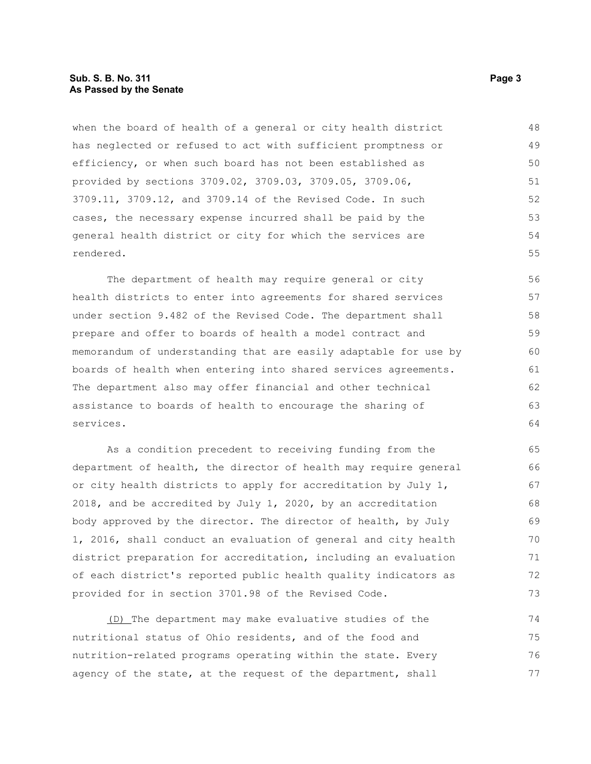when the board of health of a general or city health district has neglected or refused to act with sufficient promptness or efficiency, or when such board has not been established as provided by sections 3709.02, 3709.03, 3709.05, 3709.06, 3709.11, 3709.12, and 3709.14 of the Revised Code. In such cases, the necessary expense incurred shall be paid by the general health district or city for which the services are rendered.

The department of health may require general or city health districts to enter into agreements for shared services under section 9.482 of the Revised Code. The department shall prepare and offer to boards of health a model contract and memorandum of understanding that are easily adaptable for use by boards of health when entering into shared services agreements. The department also may offer financial and other technical assistance to boards of health to encourage the sharing of services.

As a condition precedent to receiving funding from the department of health, the director of health may require general or city health districts to apply for accreditation by July 1, 2018, and be accredited by July 1, 2020, by an accreditation body approved by the director. The director of health, by July 1, 2016, shall conduct an evaluation of general and city health district preparation for accreditation, including an evaluation of each district's reported public health quality indicators as provided for in section 3701.98 of the Revised Code.

<u>(D)</u> The department may make evaluative studies of the nutritional status of Ohio residents, and of the food and nutrition-related programs operating within the state. Every agency of the state, at the request of the department, shall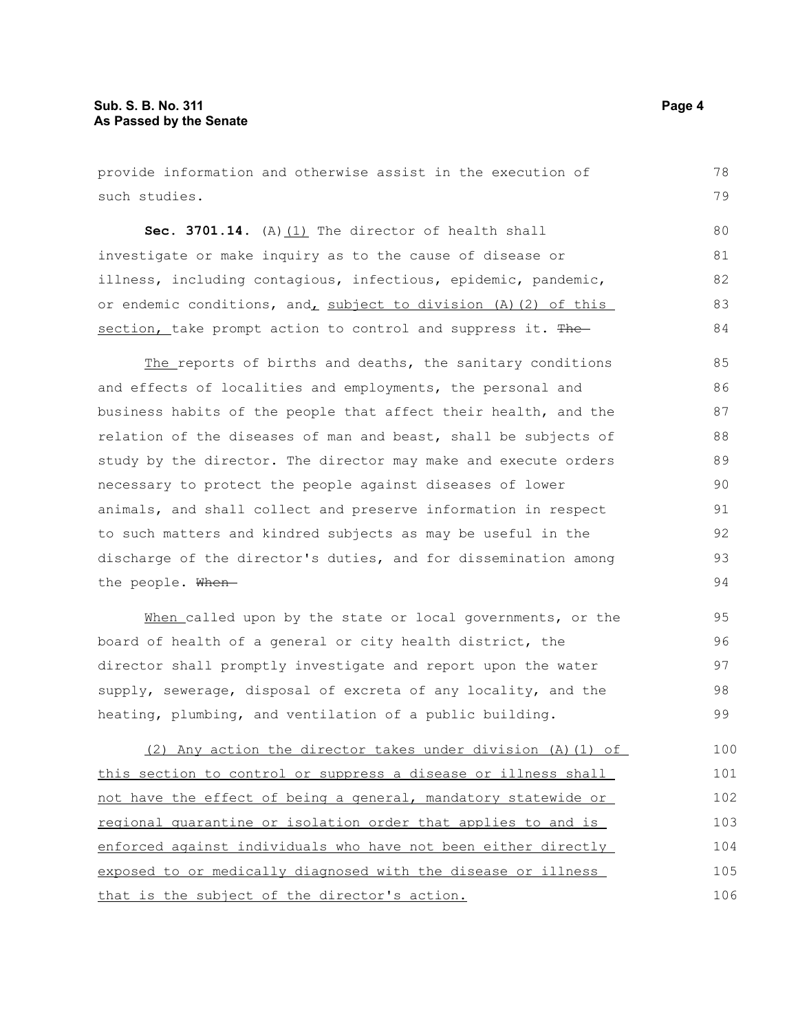provide information and otherwise assist in the execution of such studies.

**Sec. 3701.14.** (A)(1) The director of health shall investigate or make inquiry as to the cause of disease or illness, including contagious, infectious, epidemic, pandemic, or endemic conditions, and, subject to division (A)(2) of this section, take prompt action to control and suppress it. ~~The~~

The reports of births and deaths, the sanitary conditions and effects of localities and employments, the personal and business habits of the people that affect their health, and the relation of the diseases of man and beast, shall be subjects of study by the director. The director may make and execute orders necessary to protect the people against diseases of lower animals, and shall collect and preserve information in respect to such matters and kindred subjects as may be useful in the discharge of the director's duties, and for dissemination among the people. ~~When~~

When called upon by the state or local governments, or the board of health of a general or city health district, the director shall promptly investigate and report upon the water supply, sewerage, disposal of excreta of any locality, and the heating, plumbing, and ventilation of a public building.

(2) Any action the director takes under division (A)(1) of this section to control or suppress a disease or illness shall not have the effect of being a general, mandatory statewide or regional quarantine or isolation order that applies to and is enforced against individuals who have not been either directly exposed to or medically diagnosed with the disease or illness that is the subject of the director's action.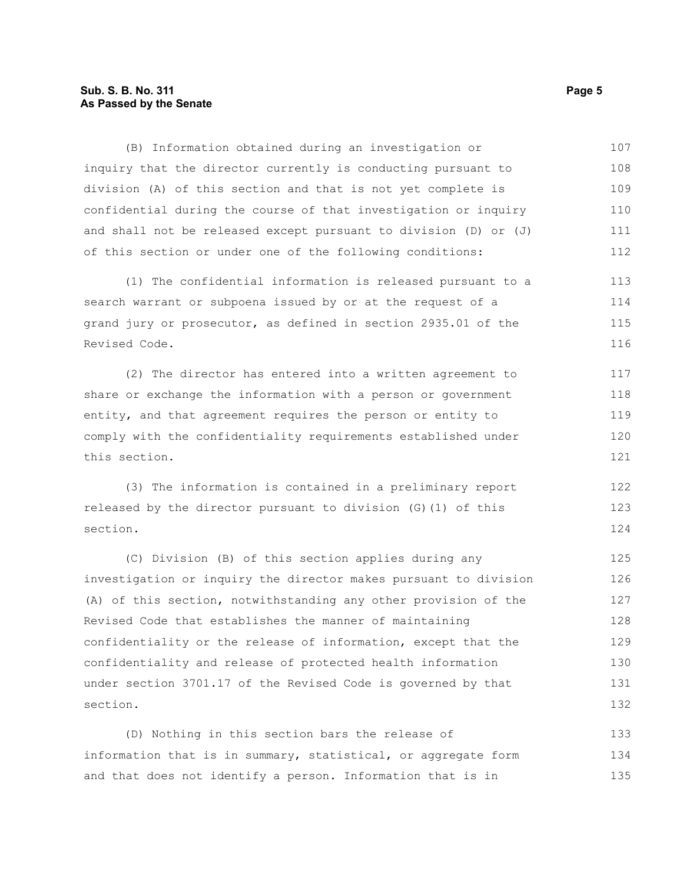(B) Information obtained during an investigation or inquiry that the director currently is conducting pursuant to division (A) of this section and that is not yet complete is confidential during the course of that investigation or inquiry and shall not be released except pursuant to division (D) or (J) of this section or under one of the following conditions:

(1) The confidential information is released pursuant to a search warrant or subpoena issued by or at the request of a grand jury or prosecutor, as defined in section 2935.01 of the Revised Code.

(2) The director has entered into a written agreement to share or exchange the information with a person or government entity, and that agreement requires the person or entity to comply with the confidentiality requirements established under this section.

(3) The information is contained in a preliminary report released by the director pursuant to division (G)(1) of this section.

(C) Division (B) of this section applies during any investigation or inquiry the director makes pursuant to division (A) of this section, notwithstanding any other provision of the Revised Code that establishes the manner of maintaining confidentiality or the release of information, except that the confidentiality and release of protected health information under section 3701.17 of the Revised Code is governed by that section.

(D) Nothing in this section bars the release of information that is in summary, statistical, or aggregate form and that does not identify a person. Information that is in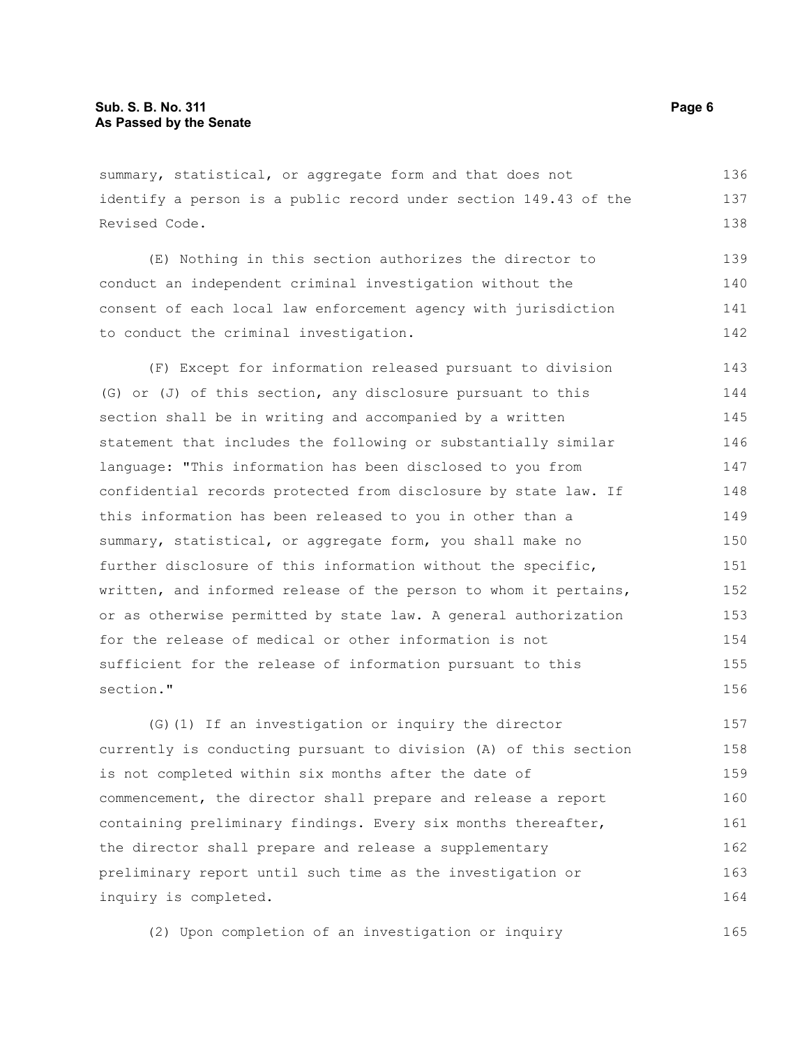summary, statistical, or aggregate form and that does not identify a person is a public record under section 149.43 of the Revised Code.

(E) Nothing in this section authorizes the director to conduct an independent criminal investigation without the consent of each local law enforcement agency with jurisdiction to conduct the criminal investigation.

(F) Except for information released pursuant to division (G) or (J) of this section, any disclosure pursuant to this section shall be in writing and accompanied by a written statement that includes the following or substantially similar language: "This information has been disclosed to you from confidential records protected from disclosure by state law. If this information has been released to you in other than a summary, statistical, or aggregate form, you shall make no further disclosure of this information without the specific, written, and informed release of the person to whom it pertains, or as otherwise permitted by state law. A general authorization for the release of medical or other information is not sufficient for the release of information pursuant to this section."

(G)(1) If an investigation or inquiry the director currently is conducting pursuant to division (A) of this section is not completed within six months after the date of commencement, the director shall prepare and release a report containing preliminary findings. Every six months thereafter, the director shall prepare and release a supplementary preliminary report until such time as the investigation or inquiry is completed.

(2) Upon completion of an investigation or inquiry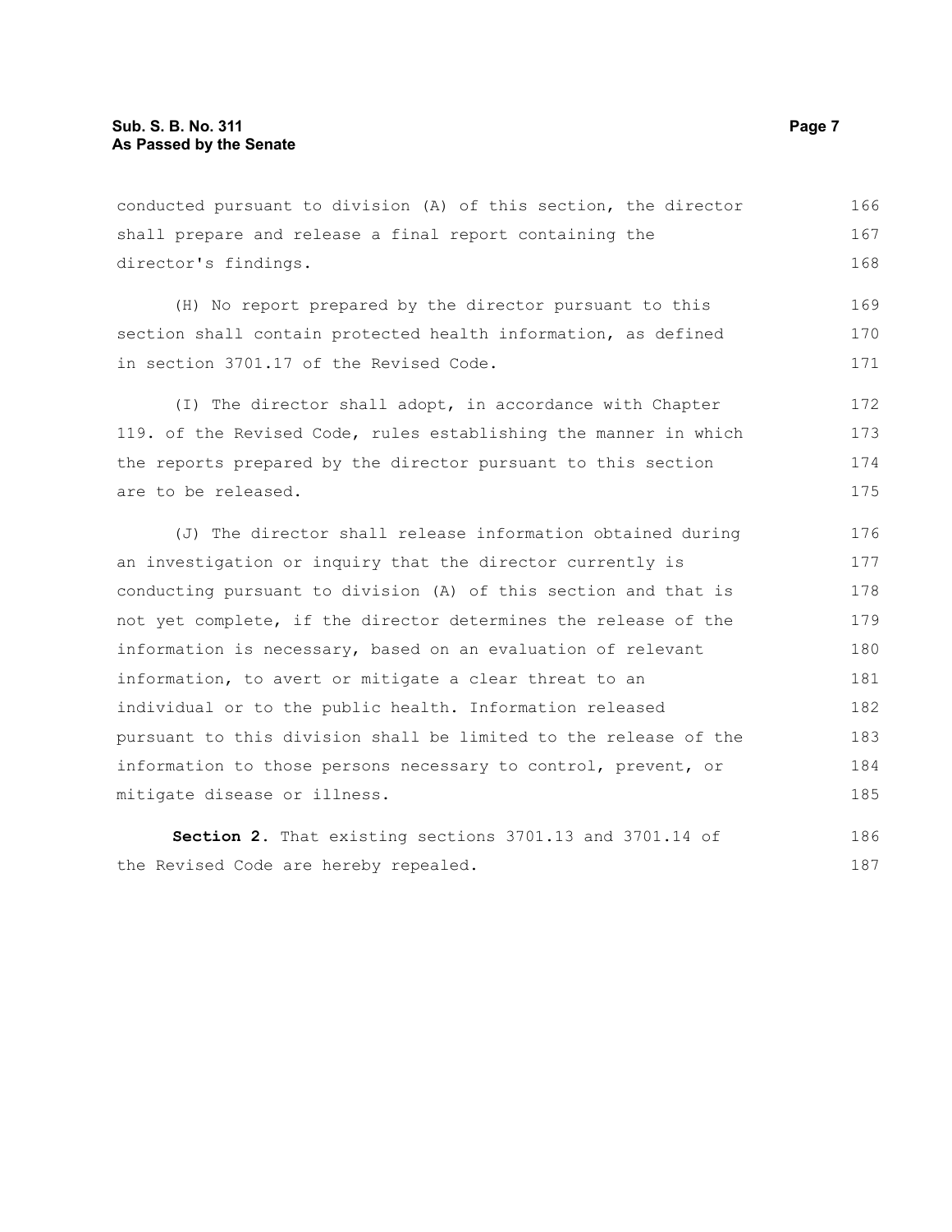conducted pursuant to division (A) of this section, the director shall prepare and release a final report containing the director's findings.

(H) No report prepared by the director pursuant to this section shall contain protected health information, as defined in section 3701.17 of the Revised Code.

(I) The director shall adopt, in accordance with Chapter 119. of the Revised Code, rules establishing the manner in which the reports prepared by the director pursuant to this section are to be released.

(J) The director shall release information obtained during an investigation or inquiry that the director currently is conducting pursuant to division (A) of this section and that is not yet complete, if the director determines the release of the information is necessary, based on an evaluation of relevant information, to avert or mitigate a clear threat to an individual or to the public health. Information released pursuant to this division shall be limited to the release of the information to those persons necessary to control, prevent, or mitigate disease or illness.

**Section 2.** That existing sections 3701.13 and 3701.14 of the Revised Code are hereby repealed.